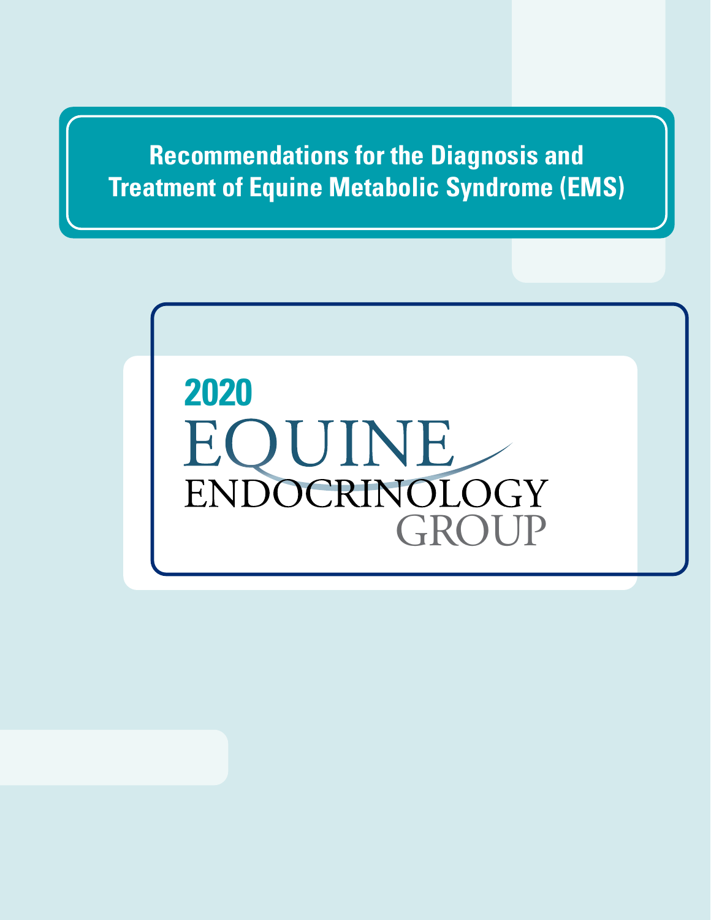# Recommendations for the Diagnosis and Treatment of Equine Metabolic Syndrome (EMS)

**2020**

EQUINE ENDOCRINOLOGY GROUP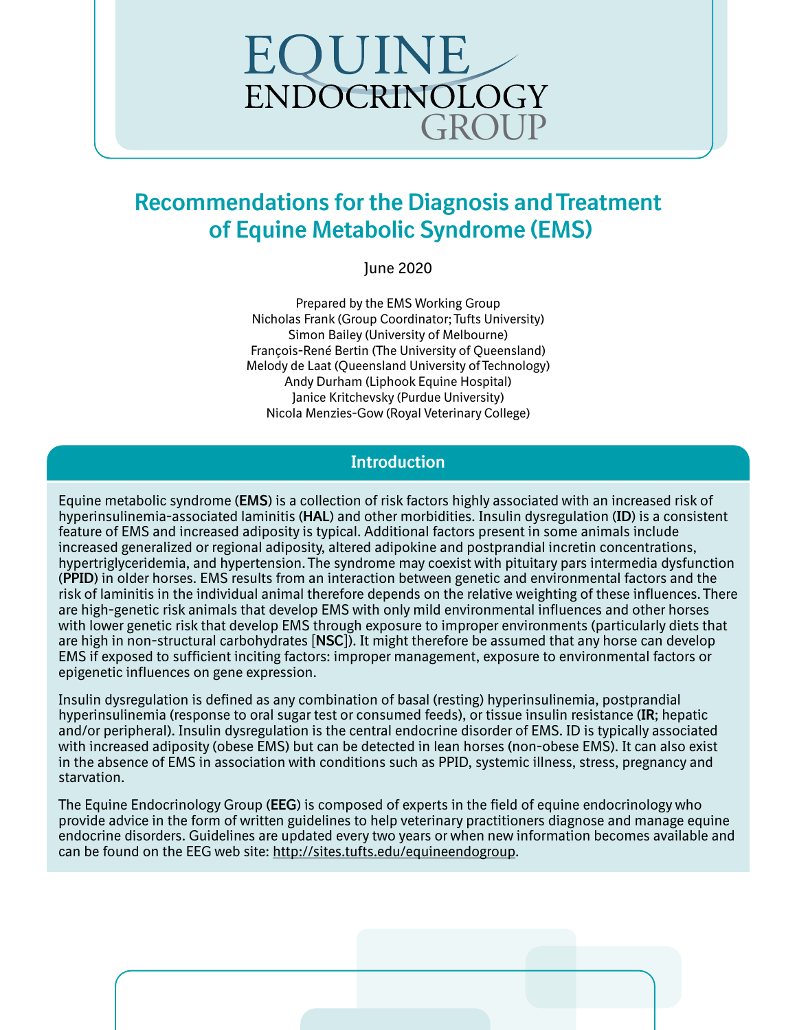# EQUINE ENDOCRINOLOGY GROUP

## Recommendations for the Diagnosis and Treatment of Equine Metabolic Syndrome (EMS)

June 2020

Prepared by the EMS Working Group
Nicholas Frank (Group Coordinator; Tufts University)
Simon Bailey (University of Melbourne)
François-René Bertin (The University of Queensland)
Melody de Laat (Queensland University of Technology)
Andy Durham (Liphook Equine Hospital)
Janice Kritchevsky (Purdue University)
Nicola Menzies-Gow (Royal Veterinary College)

## Introduction

Equine metabolic syndrome (**EMS**) is a collection of risk factors highly associated with an increased risk of hyperinsulinemia-associated laminitis (**HAL**) and other morbidities. Insulin dysregulation (**ID**) is a consistent feature of EMS and increased adiposity is typical. Additional factors present in some animals include increased generalized or regional adiposity, altered adipokine and postprandial incretin concentrations, hypertriglyceridemia, and hypertension. The syndrome may coexist with pituitary pars intermedia dysfunction (**PPID**) in older horses. EMS results from an interaction between genetic and environmental factors and the risk of laminitis in the individual animal therefore depends on the relative weighting of these influences. There are high-genetic risk animals that develop EMS with only mild environmental influences and other horses with lower genetic risk that develop EMS through exposure to improper environments (particularly diets that are high in non-structural carbohydrates [**NSC**]). It might therefore be assumed that any horse can develop EMS if exposed to sufficient inciting factors: improper management, exposure to environmental factors or epigenetic influences on gene expression.

Insulin dysregulation is defined as any combination of basal (resting) hyperinsulinemia, postprandial hyperinsulinemia (response to oral sugar test or consumed feeds), or tissue insulin resistance (**IR**; hepatic and/or peripheral). Insulin dysregulation is the central endocrine disorder of EMS. ID is typically associated with increased adiposity (obese EMS) but can be detected in lean horses (non-obese EMS). It can also exist in the absence of EMS in association with conditions such as PPID, systemic illness, stress, pregnancy and starvation.

The Equine Endocrinology Group (**EEG**) is composed of experts in the field of equine endocrinology who provide advice in the form of written guidelines to help veterinary practitioners diagnose and manage equine endocrine disorders. Guidelines are updated every two years or when new information becomes available and can be found on the EEG web site: http://sites.tufts.edu/equineendogroup.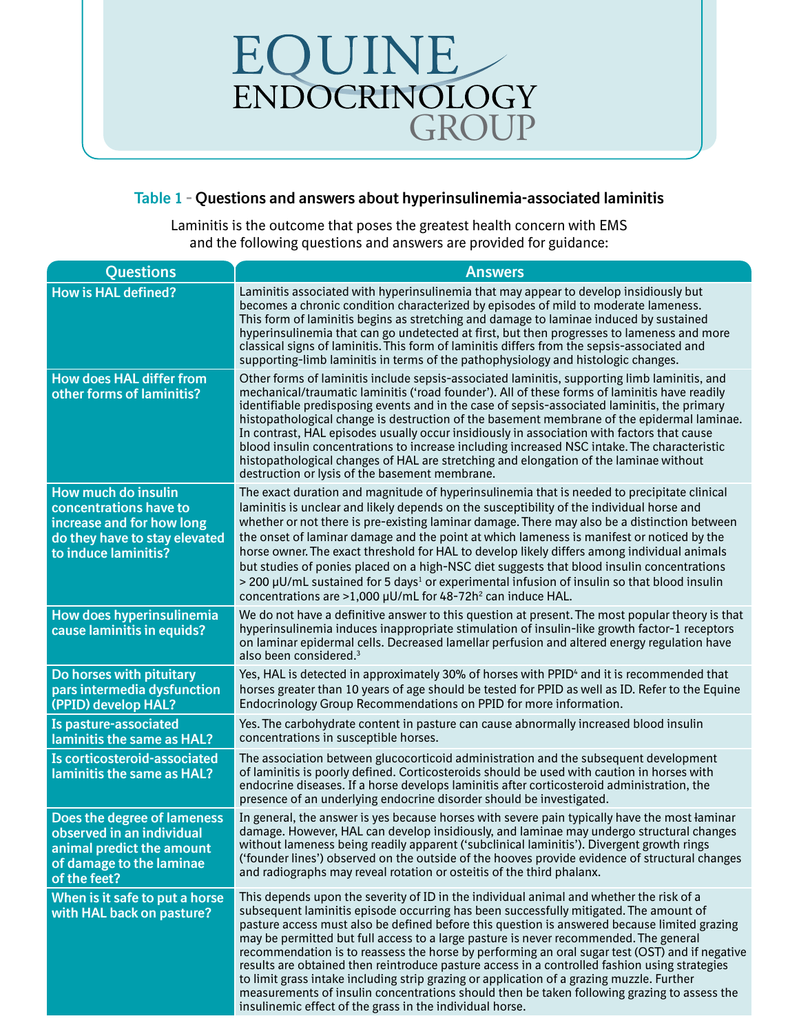# EQUINE ENDOCRINOLOGY GROUP

**Table 1 - Questions and answers about hyperinsulinemia-associated laminitis**

Laminitis is the outcome that poses the greatest health concern with EMS and the following questions and answers are provided for guidance:

| Questions | Answers |
|---|---|
| **How is HAL defined?** | Laminitis associated with hyperinsulinemia that may appear to develop insidiously but becomes a chronic condition characterized by episodes of mild to moderate lameness. This form of laminitis begins as stretching and damage to laminae induced by sustained hyperinsulinemia that can go undetected at first, but then progresses to lameness and more classical signs of laminitis. This form of laminitis differs from the sepsis-associated and supporting-limb laminitis in terms of the pathophysiology and histologic changes. |
| **How does HAL differ from other forms of laminitis?** | Other forms of laminitis include sepsis-associated laminitis, supporting limb laminitis, and mechanical/traumatic laminitis ('road founder'). All of these forms of laminitis have readily identifiable predisposing events and in the case of sepsis-associated laminitis, the primary histopathological change is destruction of the basement membrane of the epidermal laminae. In contrast, HAL episodes usually occur insidiously in association with factors that cause blood insulin concentrations to increase including increased NSC intake. The characteristic histopathological changes of HAL are stretching and elongation of the laminae without destruction or lysis of the basement membrane. |
| **How much do insulin concentrations have to increase and for how long do they have to stay elevated to induce laminitis?** | The exact duration and magnitude of hyperinsulinemia that is needed to precipitate clinical laminitis is unclear and likely depends on the susceptibility of the individual horse and whether or not there is pre-existing laminar damage. There may also be a distinction between the onset of laminar damage and the point at which lameness is manifest or noticed by the horse owner. The exact threshold for HAL to develop likely differs among individual animals but studies of ponies placed on a high-NSC diet suggests that blood insulin concentrations > 200 µU/mL sustained for 5 days[1] or experimental infusion of insulin so that blood insulin concentrations are >1,000 µU/mL for 48-72h[2] can induce HAL. |
| **How does hyperinsulinemia cause laminitis in equids?** | We do not have a definitive answer to this question at present. The most popular theory is that hyperinsulinemia induces inappropriate stimulation of insulin-like growth factor-1 receptors on laminar epidermal cells. Decreased lamellar perfusion and altered energy regulation have also been considered.[3] |
| **Do horses with pituitary pars intermedia dysfunction (PPID) develop HAL?** | Yes, HAL is detected in approximately 30% of horses with PPID[4] and it is recommended that horses greater than 10 years of age should be tested for PPID as well as ID. Refer to the Equine Endocrinology Group Recommendations on PPID for more information. |
| **Is pasture-associated laminitis the same as HAL?** | Yes. The carbohydrate content in pasture can cause abnormally increased blood insulin concentrations in susceptible horses. |
| **Is corticosteroid-associated laminitis the same as HAL?** | The association between glucocorticoid administration and the subsequent development of laminitis is poorly defined. Corticosteroids should be used with caution in horses with endocrine diseases. If a horse develops laminitis after corticosteroid administration, the presence of an underlying endocrine disorder should be investigated. |
| **Does the degree of lameness observed in an individual animal predict the amount of damage to the laminae of the feet?** | In general, the answer is yes because horses with severe pain typically have the most laminar damage. However, HAL can develop insidiously, and laminae may undergo structural changes without lameness being readily apparent ('subclinical laminitis'). Divergent growth rings ('founder lines') observed on the outside of the hooves provide evidence of structural changes and radiographs may reveal rotation or osteitis of the third phalanx. |
| **When is it safe to put a horse with HAL back on pasture?** | This depends upon the severity of ID in the individual animal and whether the risk of a subsequent laminitis episode occurring has been successfully mitigated. The amount of pasture access must also be defined before this question is answered because limited grazing may be permitted but full access to a large pasture is never recommended. The general recommendation is to reassess the horse by performing an oral sugar test (OST) and if negative results are obtained then reintroduce pasture access in a controlled fashion using strategies to limit grass intake including strip grazing or application of a grazing muzzle. Further measurements of insulin concentrations should then be taken following grazing to assess the insulinemic effect of the grass in the individual horse. |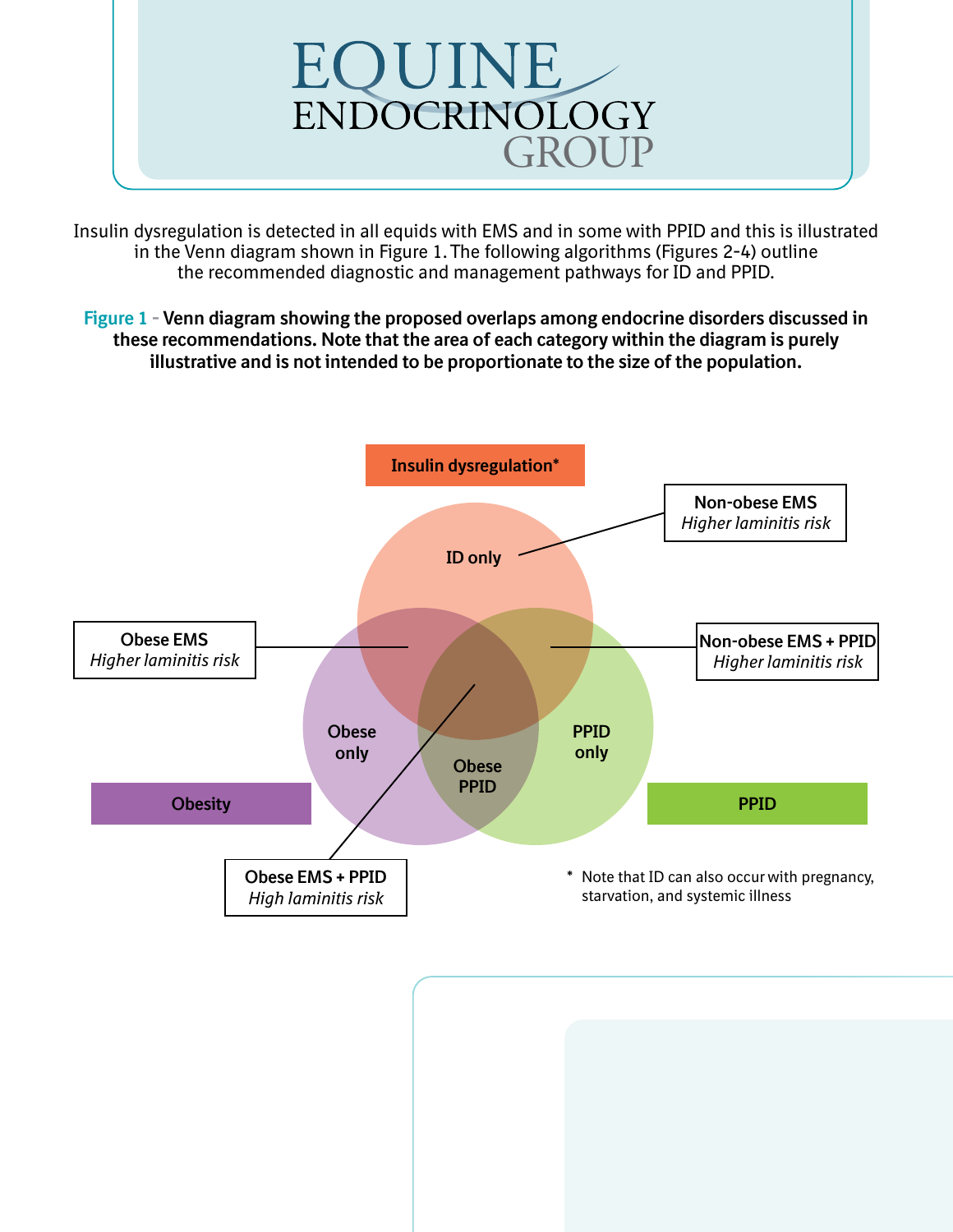# EQUINE ENDOCRINOLOGY GROUP

Insulin dysregulation is detected in all equids with EMS and in some with PPID and this is illustrated in the Venn diagram shown in Figure 1. The following algorithms (Figures 2-4) outline the recommended diagnostic and management pathways for ID and PPID.

**Figure 1 - Venn diagram showing the proposed overlaps among endocrine disorders discussed in these recommendations. Note that the area of each category within the diagram is purely illustrative and is not intended to be proportionate to the size of the population.**

Insulin dysregulation*

ID only

Non-obese EMS
*Higher laminitis risk*

Obese EMS
*Higher laminitis risk*

Non-obese EMS + PPID
*Higher laminitis risk*

Obese only

PPID only

Obese PPID

Obesity

PPID

Obese EMS + PPID
*High laminitis risk*

\* Note that ID can also occur with pregnancy, starvation, and systemic illness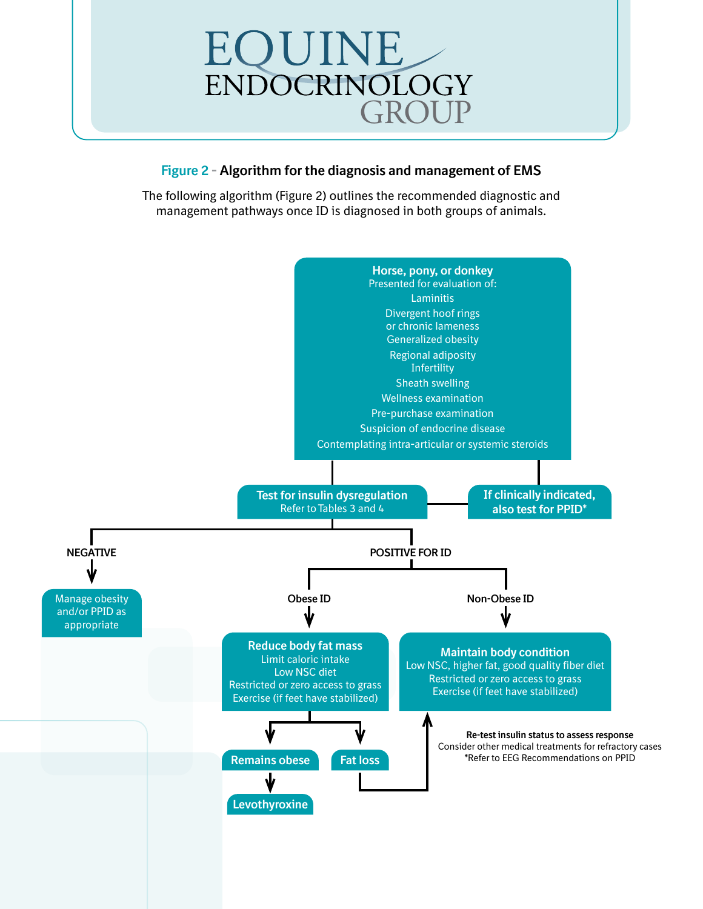## Figure 2 - Algorithm for the diagnosis and management of EMS

The following algorithm (Figure 2) outlines the recommended diagnostic and management pathways once ID is diagnosed in both groups of animals.

**Horse, pony, or donkey**
Presented for evaluation of:

- Laminitis
- Divergent hoof rings or chronic lameness
- Generalized obesity
- Regional adiposity
- Infertility
- Sheath swelling
- Wellness examination
- Pre-purchase examination
- Suspicion of endocrine disease
- Contemplating intra-articular or systemic steroids

→ **Test for insulin dysregulation** (Refer to Tables 3 and 4)

→ **If clinically indicated, also test for PPID***

**NEGATIVE** → Manage obesity and/or PPID as appropriate

**POSITIVE FOR ID**

- **Obese ID** → **Reduce body fat mass**
  - Limit caloric intake
  - Low NSC diet
  - Restricted or zero access to grass
  - Exercise (if feet have stabilized)
  - → **Remains obese** → **Levothyroxine**
  - → **Fat loss** → Maintain body condition
- **Non-Obese ID** → **Maintain body condition**
  - Low NSC, higher fat, good quality fiber diet
  - Restricted or zero access to grass
  - Exercise (if feet have stabilized)

**Re-test insulin status to assess response**
Consider other medical treatments for refractory cases
*Refer to EEG Recommendations on PPID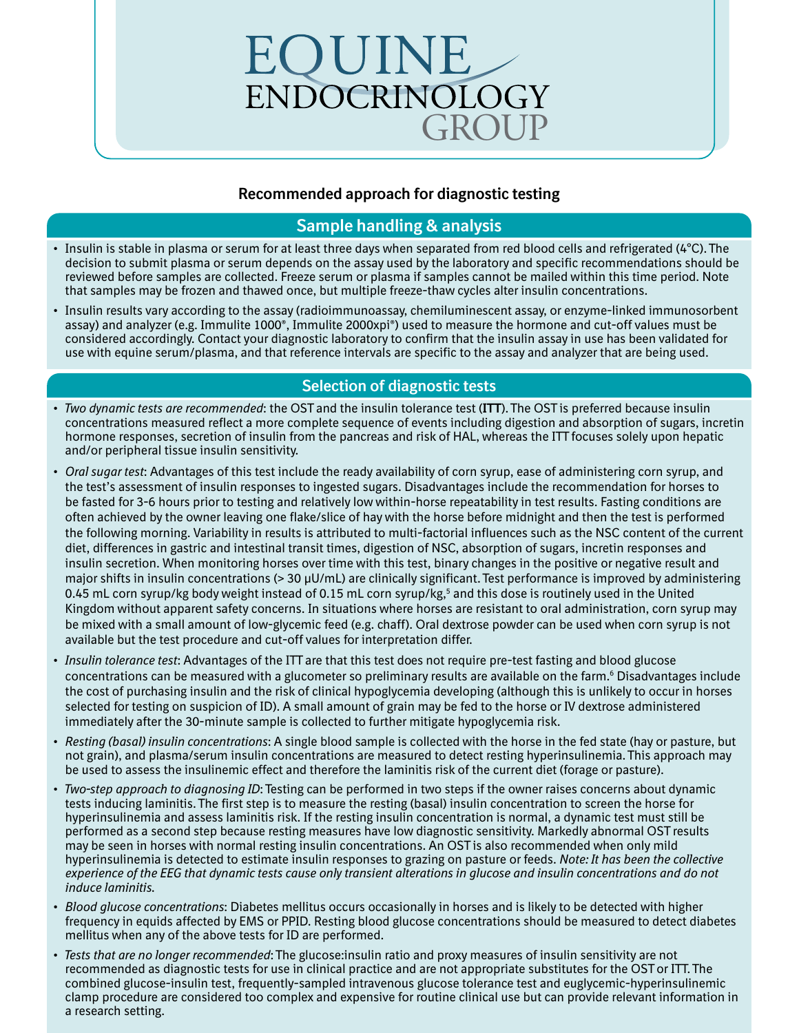# EQUINE ENDOCRINOLOGY GROUP

## Recommended approach for diagnostic testing

### Sample handling & analysis

- Insulin is stable in plasma or serum for at least three days when separated from red blood cells and refrigerated (4°C). The decision to submit plasma or serum depends on the assay used by the laboratory and specific recommendations should be reviewed before samples are collected. Freeze serum or plasma if samples cannot be mailed within this time period. Note that samples may be frozen and thawed once, but multiple freeze-thaw cycles alter insulin concentrations.
- Insulin results vary according to the assay (radioimmunoassay, chemiluminescent assay, or enzyme-linked immunosorbent assay) and analyzer (e.g. Immulite 1000®, Immulite 2000xpi®) used to measure the hormone and cut-off values must be considered accordingly. Contact your diagnostic laboratory to confirm that the insulin assay in use has been validated for use with equine serum/plasma, and that reference intervals are specific to the assay and analyzer that are being used.

### Selection of diagnostic tests

- *Two dynamic tests are recommended*: the OST and the insulin tolerance test (**ITT**). The OST is preferred because insulin concentrations measured reflect a more complete sequence of events including digestion and absorption of sugars, incretin hormone responses, secretion of insulin from the pancreas and risk of HAL, whereas the ITT focuses solely upon hepatic and/or peripheral tissue insulin sensitivity.
- *Oral sugar test*: Advantages of this test include the ready availability of corn syrup, ease of administering corn syrup, and the test's assessment of insulin responses to ingested sugars. Disadvantages include the recommendation for horses to be fasted for 3-6 hours prior to testing and relatively low within-horse repeatability in test results. Fasting conditions are often achieved by the owner leaving one flake/slice of hay with the horse before midnight and then the test is performed the following morning. Variability in results is attributed to multi-factorial influences such as the NSC content of the current diet, differences in gastric and intestinal transit times, digestion of NSC, absorption of sugars, incretin responses and insulin secretion. When monitoring horses over time with this test, binary changes in the positive or negative result and major shifts in insulin concentrations (> 30 μU/mL) are clinically significant. Test performance is improved by administering 0.45 mL corn syrup/kg body weight instead of 0.15 mL corn syrup/kg,[5] and this dose is routinely used in the United Kingdom without apparent safety concerns. In situations where horses are resistant to oral administration, corn syrup may be mixed with a small amount of low-glycemic feed (e.g. chaff). Oral dextrose powder can be used when corn syrup is not available but the test procedure and cut-off values for interpretation differ.
- *Insulin tolerance test*: Advantages of the ITT are that this test does not require pre-test fasting and blood glucose concentrations can be measured with a glucometer so preliminary results are available on the farm.[6] Disadvantages include the cost of purchasing insulin and the risk of clinical hypoglycemia developing (although this is unlikely to occur in horses selected for testing on suspicion of ID). A small amount of grain may be fed to the horse or IV dextrose administered immediately after the 30-minute sample is collected to further mitigate hypoglycemia risk.
- *Resting (basal) insulin concentrations*: A single blood sample is collected with the horse in the fed state (hay or pasture, but not grain), and plasma/serum insulin concentrations are measured to detect resting hyperinsulinemia. This approach may be used to assess the insulinemic effect and therefore the laminitis risk of the current diet (forage or pasture).
- *Two-step approach to diagnosing ID*: Testing can be performed in two steps if the owner raises concerns about dynamic tests inducing laminitis. The first step is to measure the resting (basal) insulin concentration to screen the horse for hyperinsulinemia and assess laminitis risk. If the resting insulin concentration is normal, a dynamic test must still be performed as a second step because resting measures have low diagnostic sensitivity. Markedly abnormal OST results may be seen in horses with normal resting insulin concentrations. An OST is also recommended when only mild hyperinsulinemia is detected to estimate insulin responses to grazing on pasture or feeds. *Note: It has been the collective experience of the EEG that dynamic tests cause only transient alterations in glucose and insulin concentrations and do not induce laminitis.*
- *Blood glucose concentrations*: Diabetes mellitus occurs occasionally in horses and is likely to be detected with higher frequency in equids affected by EMS or PPID. Resting blood glucose concentrations should be measured to detect diabetes mellitus when any of the above tests for ID are performed.
- *Tests that are no longer recommended*: The glucose:insulin ratio and proxy measures of insulin sensitivity are not recommended as diagnostic tests for use in clinical practice and are not appropriate substitutes for the OST or ITT. The combined glucose-insulin test, frequently-sampled intravenous glucose tolerance test and euglycemic-hyperinsulinemic clamp procedure are considered too complex and expensive for routine clinical use but can provide relevant information in a research setting.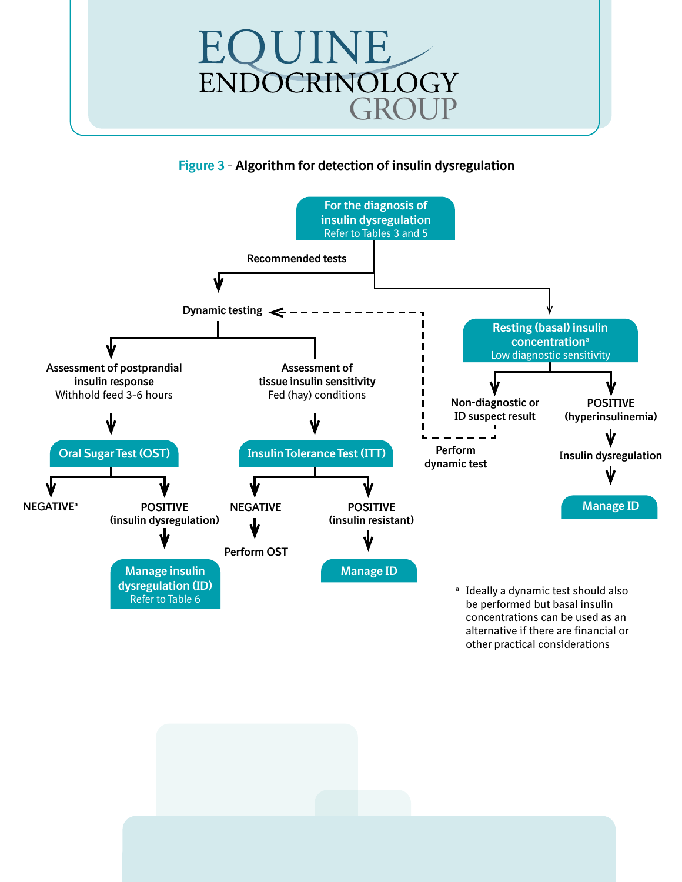**Figure 3 – Algorithm for detection of insulin dysregulation**

**For the diagnosis of insulin dysregulation**
Refer to Tables 3 and 5

**Recommended tests**

**Dynamic testing**

- **Assessment of postprandial insulin response**
  Withhold feed 3-6 hours
  → **Oral Sugar Test (OST)**
  - NEGATIVE[a]
  - POSITIVE (insulin dysregulation) → **Manage insulin dysregulation (ID)** Refer to Table 6

- **Assessment of tissue insulin sensitivity**
  Fed (hay) conditions
  → **Insulin Tolerance Test (ITT)**
  - NEGATIVE → Perform OST
  - POSITIVE (insulin resistant) → **Manage ID**

**Resting (basal) insulin concentration[a]**
Low diagnostic sensitivity

- Non-diagnostic or ID suspect result → Perform dynamic test
- POSITIVE (hyperinsulinemia) → Insulin dysregulation → **Manage ID**

[a] Ideally a dynamic test should also be performed but basal insulin concentrations can be used as an alternative if there are financial or other practical considerations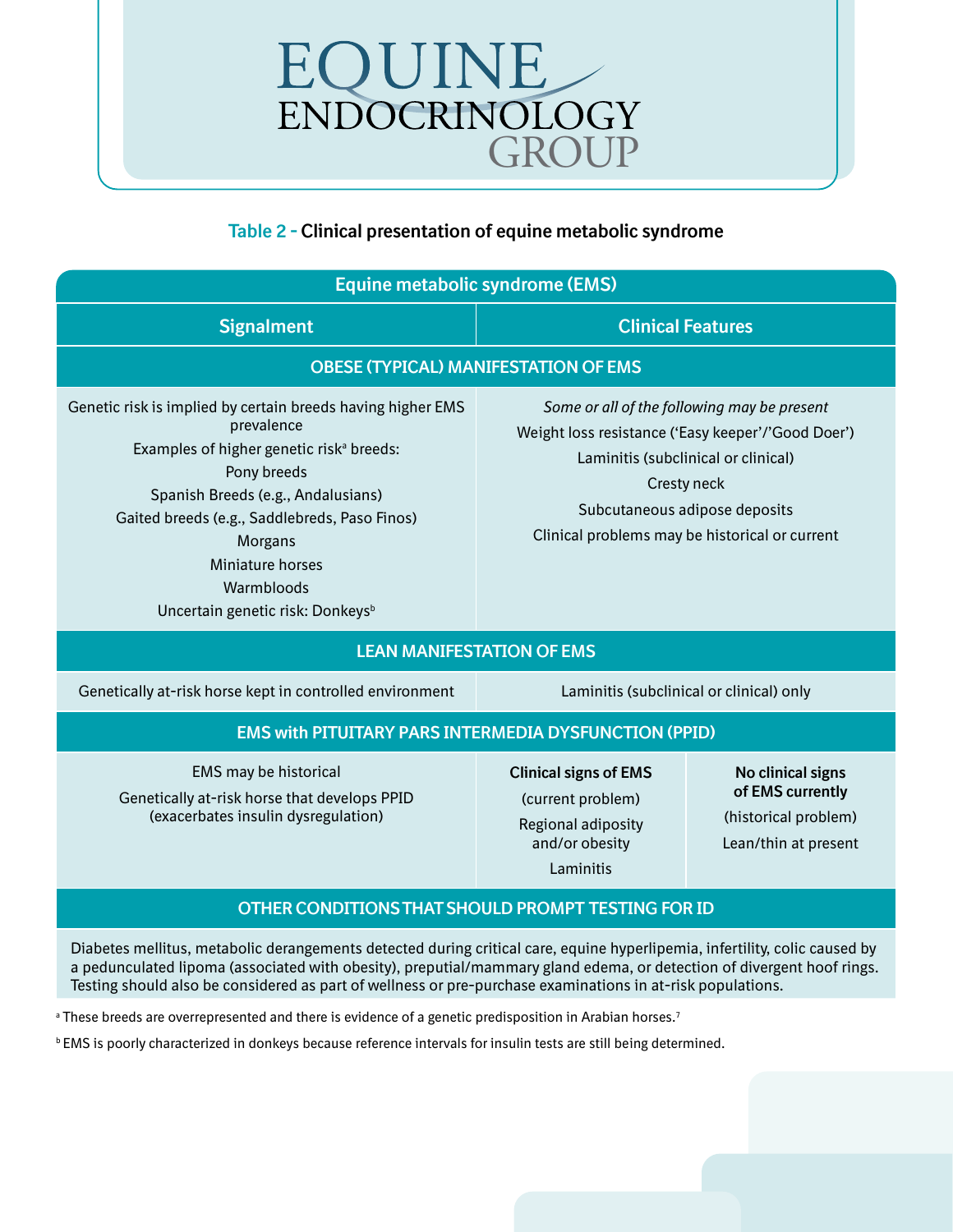Table 2 - Clinical presentation of equine metabolic syndrome

| Equine metabolic syndrome (EMS) | | |
|---|---|---|
| **Signalment** | **Clinical Features** | |
| **OBESE (TYPICAL) MANIFESTATION OF EMS** | | |
| Genetic risk is implied by certain breeds having higher EMS prevalence<br>Examples of higher genetic risk[a] breeds:<br>Pony breeds<br>Spanish Breeds (e.g., Andalusians)<br>Gaited breeds (e.g., Saddlebreds, Paso Finos)<br>Morgans<br>Miniature horses<br>Warmbloods<br>Uncertain genetic risk: Donkeys[b] | *Some or all of the following may be present*<br>Weight loss resistance ('Easy keeper'/'Good Doer')<br>Laminitis (subclinical or clinical)<br>Cresty neck<br>Subcutaneous adipose deposits<br>Clinical problems may be historical or current | |
| **LEAN MANIFESTATION OF EMS** | | |
| Genetically at-risk horse kept in controlled environment | Laminitis (subclinical or clinical) only | |
| **EMS with PITUITARY PARS INTERMEDIA DYSFUNCTION (PPID)** | | |
| EMS may be historical<br>Genetically at-risk horse that develops PPID (exacerbates insulin dysregulation) | **Clinical signs of EMS**<br>(current problem)<br>Regional adiposity and/or obesity<br>Laminitis | **No clinical signs of EMS currently**<br>(historical problem)<br>Lean/thin at present |
| **OTHER CONDITIONS THAT SHOULD PROMPT TESTING FOR ID** | | |
| Diabetes mellitus, metabolic derangements detected during critical care, equine hyperlipemia, infertility, colic caused by a pedunculated lipoma (associated with obesity), preputial/mammary gland edema, or detection of divergent hoof rings. Testing should also be considered as part of wellness or pre-purchase examinations in at-risk populations. | | |

[a] These breeds are overrepresented and there is evidence of a genetic predisposition in Arabian horses.[7]

[b] EMS is poorly characterized in donkeys because reference intervals for insulin tests are still being determined.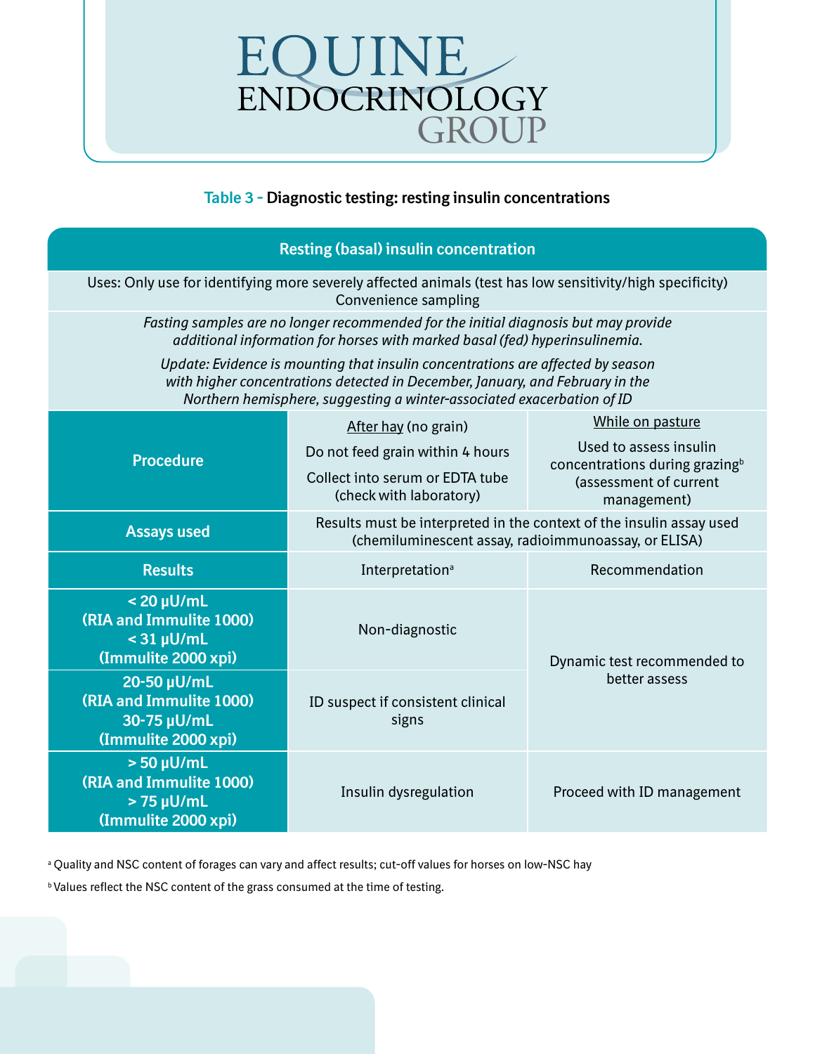### Table 3 - Diagnostic testing: resting insulin concentrations

| Resting (basal) insulin concentration | | |
|---|---|---|
| Uses: Only use for identifying more severely affected animals (test has low sensitivity/high specificity) Convenience sampling | | |
| *Fasting samples are no longer recommended for the initial diagnosis but may provide additional information for horses with marked basal (fed) hyperinsulinemia.* *Update: Evidence is mounting that insulin concentrations are affected by season with higher concentrations detected in December, January, and February in the Northern hemisphere, suggesting a winter-associated exacerbation of ID* | | |
| **Procedure** | After hay (no grain) Do not feed grain within 4 hours Collect into serum or EDTA tube (check with laboratory) | While on pasture Used to assess insulin concentrations during grazing[b] (assessment of current management) |
| **Assays used** | Results must be interpreted in the context of the insulin assay used (chemiluminescent assay, radioimmunoassay, or ELISA) | |
| **Results** | Interpretation[a] | Recommendation |
| **< 20 μU/mL (RIA and Immulite 1000) < 31 μU/mL (Immulite 2000 xpi)** | Non-diagnostic | Dynamic test recommended to better assess |
| **20-50 μU/mL (RIA and Immulite 1000) 30-75 μU/mL (Immulite 2000 xpi)** | ID suspect if consistent clinical signs | Dynamic test recommended to better assess |
| **> 50 μU/mL (RIA and Immulite 1000) > 75 μU/mL (Immulite 2000 xpi)** | Insulin dysregulation | Proceed with ID management |

[a] Quality and NSC content of forages can vary and affect results; cut-off values for horses on low-NSC hay

[b] Values reflect the NSC content of the grass consumed at the time of testing.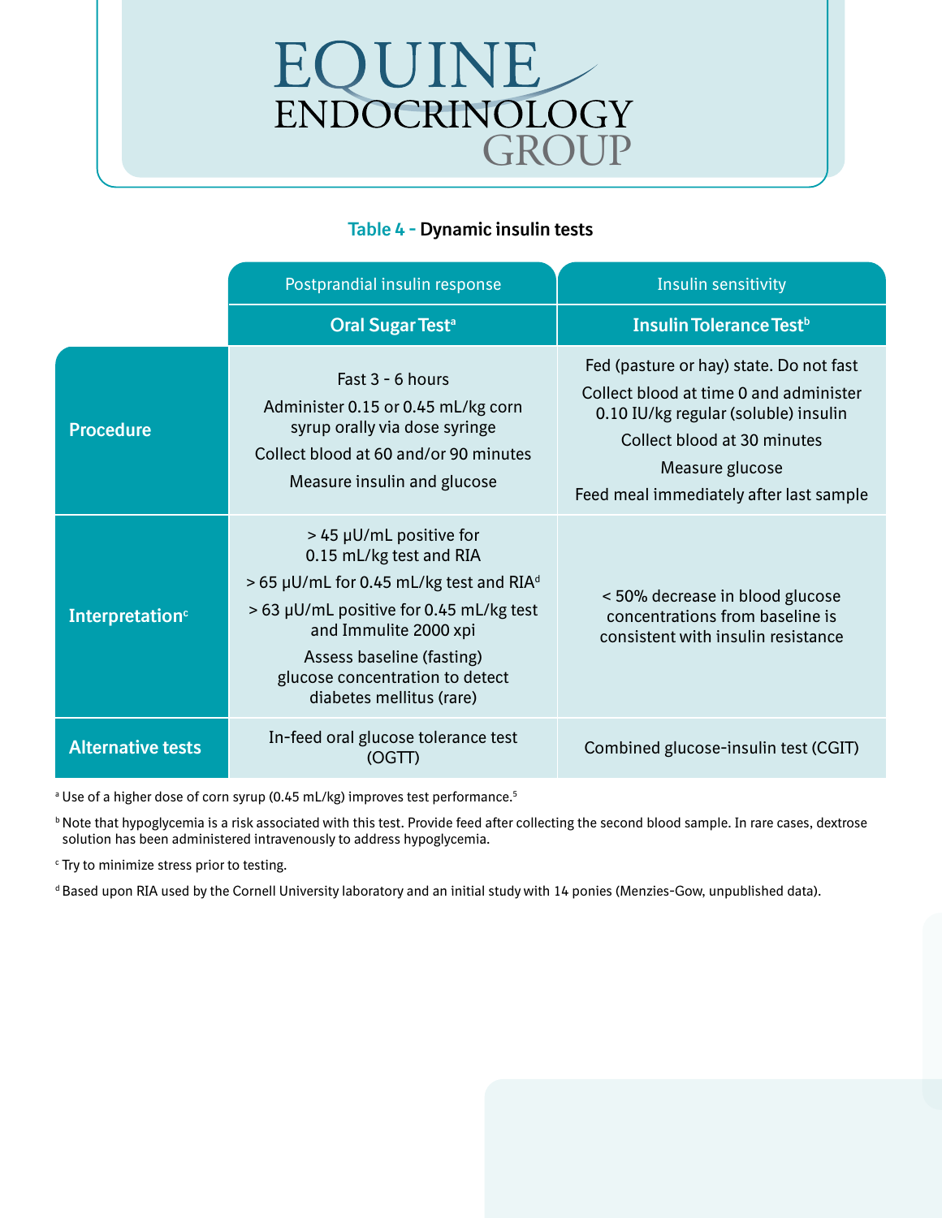**Table 4 - Dynamic insulin tests**

| | Postprandial insulin response | Insulin sensitivity |
|---|---|---|
| | **Oral Sugar Test[a]** | **Insulin Tolerance Test[b]** |
| **Procedure** | Fast 3 - 6 hours<br>Administer 0.15 or 0.45 mL/kg corn syrup orally via dose syringe<br>Collect blood at 60 and/or 90 minutes<br>Measure insulin and glucose | Fed (pasture or hay) state. Do not fast<br>Collect blood at time 0 and administer 0.10 IU/kg regular (soluble) insulin<br>Collect blood at 30 minutes<br>Measure glucose<br>Feed meal immediately after last sample |
| **Interpretation[c]** | > 45 μU/mL positive for 0.15 mL/kg test and RIA<br>> 65 μU/mL for 0.45 mL/kg test and RIA[d]<br>> 63 μU/mL positive for 0.45 mL/kg test and Immulite 2000 xpi<br>Assess baseline (fasting) glucose concentration to detect diabetes mellitus (rare) | < 50% decrease in blood glucose concentrations from baseline is consistent with insulin resistance |
| **Alternative tests** | In-feed oral glucose tolerance test (OGTT) | Combined glucose-insulin test (CGIT) |

[a] Use of a higher dose of corn syrup (0.45 mL/kg) improves test performance.[5]

[b] Note that hypoglycemia is a risk associated with this test. Provide feed after collecting the second blood sample. In rare cases, dextrose solution has been administered intravenously to address hypoglycemia.

[c] Try to minimize stress prior to testing.

[d] Based upon RIA used by the Cornell University laboratory and an initial study with 14 ponies (Menzies-Gow, unpublished data).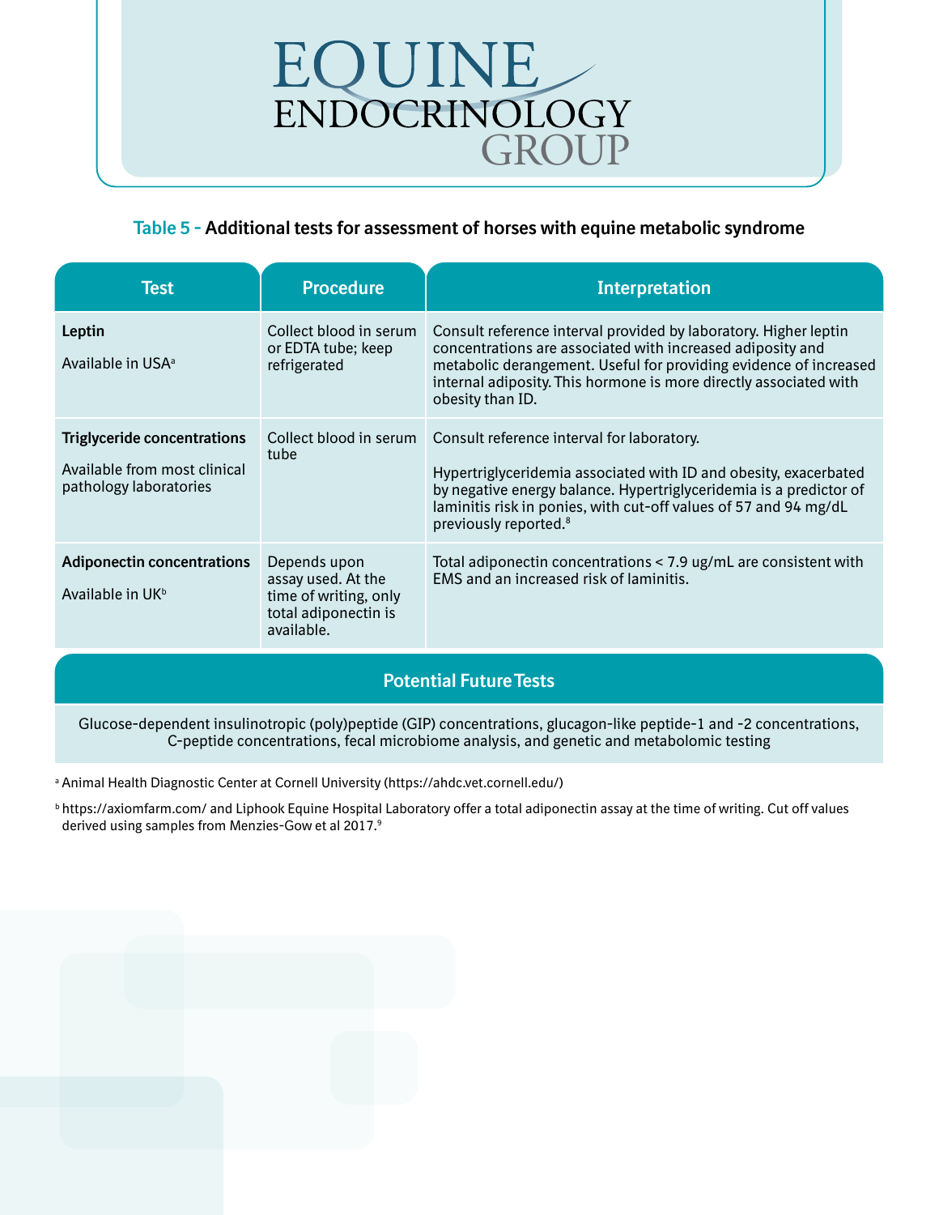**Table 5 - Additional tests for assessment of horses with equine metabolic syndrome**

| Test | Procedure | Interpretation |
|---|---|---|
| **Leptin**<br><br>Available in USA[a] | Collect blood in serum or EDTA tube; keep refrigerated | Consult reference interval provided by laboratory. Higher leptin concentrations are associated with increased adiposity and metabolic derangement. Useful for providing evidence of increased internal adiposity. This hormone is more directly associated with obesity than ID. |
| **Triglyceride concentrations**<br><br>Available from most clinical pathology laboratories | Collect blood in serum tube | Consult reference interval for laboratory.<br><br>Hypertriglyceridemia associated with ID and obesity, exacerbated by negative energy balance. Hypertriglyceridemia is a predictor of laminitis risk in ponies, with cut-off values of 57 and 94 mg/dL previously reported.[8] |
| **Adiponectin concentrations**<br><br>Available in UK[b] | Depends upon assay used. At the time of writing, only total adiponectin is available. | Total adiponectin concentrations < 7.9 ug/mL are consistent with EMS and an increased risk of laminitis. |

| Potential Future Tests |
|---|
| Glucose-dependent insulinotropic (poly)peptide (GIP) concentrations, glucagon-like peptide-1 and -2 concentrations, C-peptide concentrations, fecal microbiome analysis, and genetic and metabolomic testing |

[a] Animal Health Diagnostic Center at Cornell University (https://ahdc.vet.cornell.edu/)

[b] https://axiomfarm.com/ and Liphook Equine Hospital Laboratory offer a total adiponectin assay at the time of writing. Cut off values derived using samples from Menzies-Gow et al 2017.[9]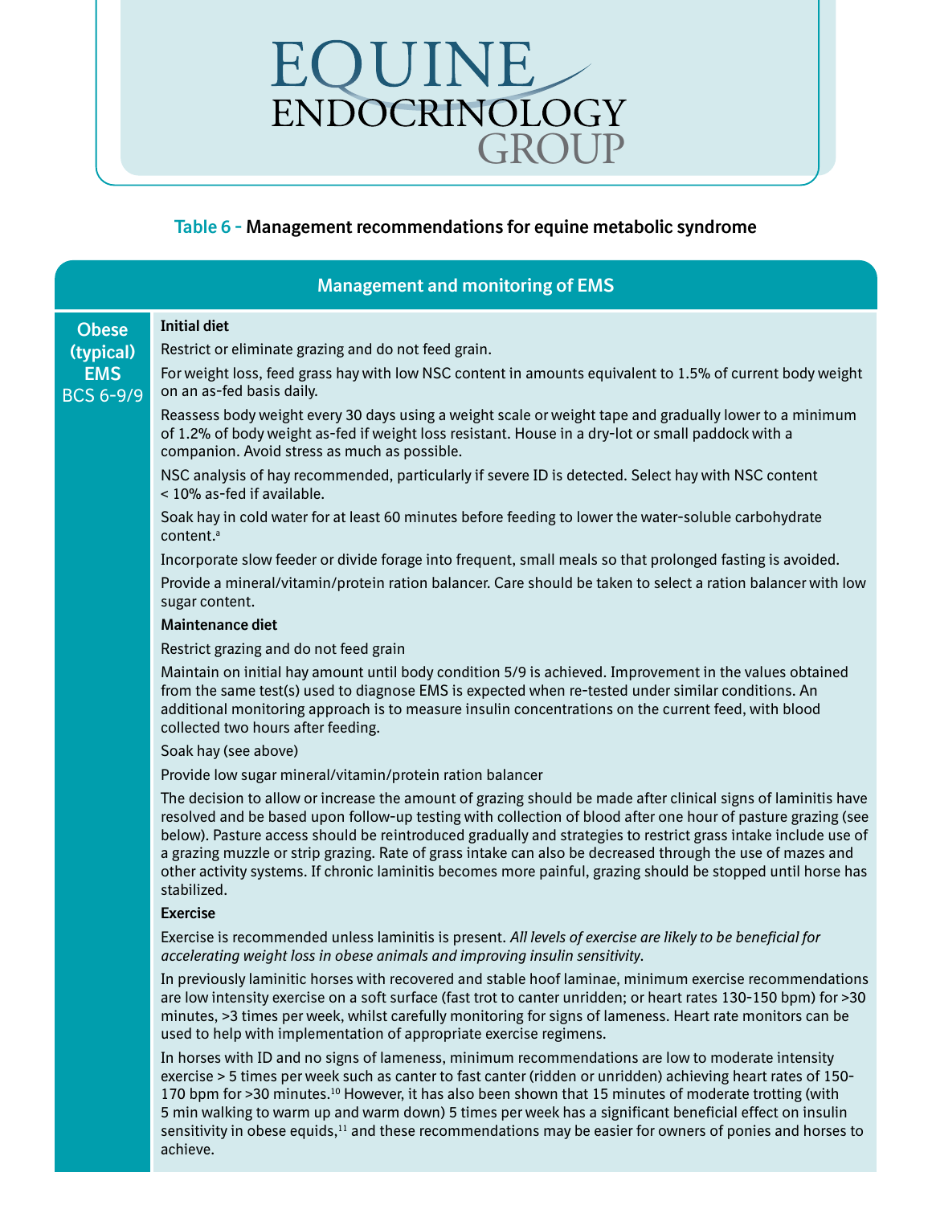# EQUINE ENDOCRINOLOGY GROUP

**Table 6 - Management recommendations for equine metabolic syndrome**

## Management and monitoring of EMS

**Obese (typical) EMS BCS 6-9/9**

**Initial diet**

Restrict or eliminate grazing and do not feed grain.

For weight loss, feed grass hay with low NSC content in amounts equivalent to 1.5% of current body weight on an as-fed basis daily.

Reassess body weight every 30 days using a weight scale or weight tape and gradually lower to a minimum of 1.2% of body weight as-fed if weight loss resistant. House in a dry-lot or small paddock with a companion. Avoid stress as much as possible.

NSC analysis of hay recommended, particularly if severe ID is detected. Select hay with NSC content < 10% as-fed if available.

Soak hay in cold water for at least 60 minutes before feeding to lower the water-soluble carbohydrate content.[a]

Incorporate slow feeder or divide forage into frequent, small meals so that prolonged fasting is avoided.

Provide a mineral/vitamin/protein ration balancer. Care should be taken to select a ration balancer with low sugar content.

**Maintenance diet**

Restrict grazing and do not feed grain

Maintain on initial hay amount until body condition 5/9 is achieved. Improvement in the values obtained from the same test(s) used to diagnose EMS is expected when re-tested under similar conditions. An additional monitoring approach is to measure insulin concentrations on the current feed, with blood collected two hours after feeding.

Soak hay (see above)

Provide low sugar mineral/vitamin/protein ration balancer

The decision to allow or increase the amount of grazing should be made after clinical signs of laminitis have resolved and be based upon follow-up testing with collection of blood after one hour of pasture grazing (see below). Pasture access should be reintroduced gradually and strategies to restrict grass intake include use of a grazing muzzle or strip grazing. Rate of grass intake can also be decreased through the use of mazes and other activity systems. If chronic laminitis becomes more painful, grazing should be stopped until horse has stabilized.

**Exercise**

Exercise is recommended unless laminitis is present. *All levels of exercise are likely to be beneficial for accelerating weight loss in obese animals and improving insulin sensitivity.*

In previously laminitic horses with recovered and stable hoof laminae, minimum exercise recommendations are low intensity exercise on a soft surface (fast trot to canter unridden; or heart rates 130-150 bpm) for >30 minutes, >3 times per week, whilst carefully monitoring for signs of lameness. Heart rate monitors can be used to help with implementation of appropriate exercise regimens.

In horses with ID and no signs of lameness, minimum recommendations are low to moderate intensity exercise > 5 times per week such as canter to fast canter (ridden or unridden) achieving heart rates of 150-170 bpm for >30 minutes.[10] However, it has also been shown that 15 minutes of moderate trotting (with 5 min walking to warm up and warm down) 5 times per week has a significant beneficial effect on insulin sensitivity in obese equids,[11] and these recommendations may be easier for owners of ponies and horses to achieve.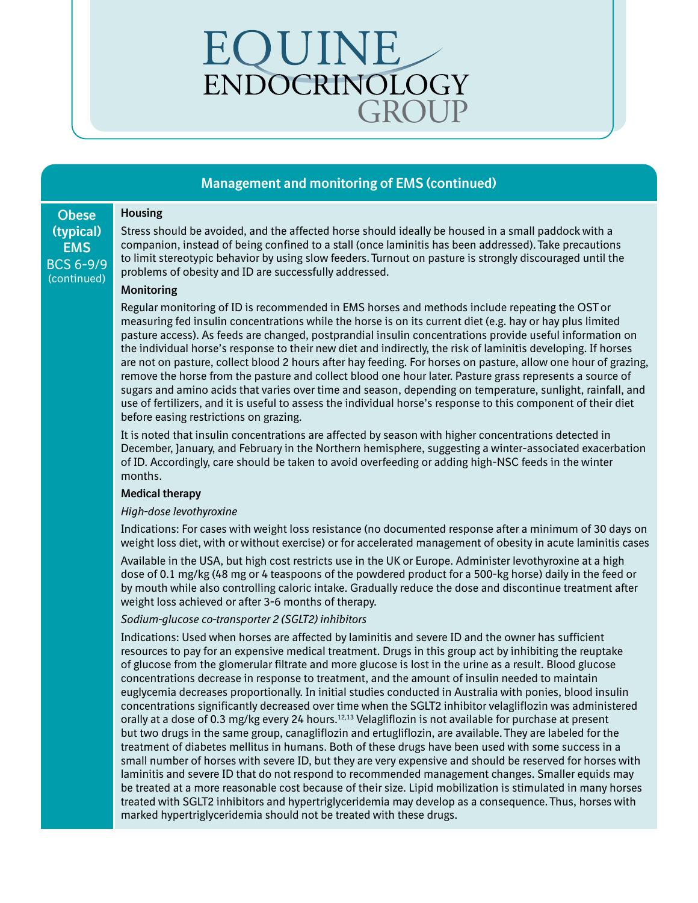## Management and monitoring of EMS (continued)

**Obese (typical) EMS**
BCS 6-9/9
(continued)

**Housing**

Stress should be avoided, and the affected horse should ideally be housed in a small paddock with a companion, instead of being confined to a stall (once laminitis has been addressed). Take precautions to limit stereotypic behavior by using slow feeders. Turnout on pasture is strongly discouraged until the problems of obesity and ID are successfully addressed.

**Monitoring**

Regular monitoring of ID is recommended in EMS horses and methods include repeating the OST or measuring fed insulin concentrations while the horse is on its current diet (e.g. hay or hay plus limited pasture access). As feeds are changed, postprandial insulin concentrations provide useful information on the individual horse's response to their new diet and indirectly, the risk of laminitis developing. If horses are not on pasture, collect blood 2 hours after hay feeding. For horses on pasture, allow one hour of grazing, remove the horse from the pasture and collect blood one hour later. Pasture grass represents a source of sugars and amino acids that varies over time and season, depending on temperature, sunlight, rainfall, and use of fertilizers, and it is useful to assess the individual horse's response to this component of their diet before easing restrictions on grazing.

It is noted that insulin concentrations are affected by season with higher concentrations detected in December, January, and February in the Northern hemisphere, suggesting a winter-associated exacerbation of ID. Accordingly, care should be taken to avoid overfeeding or adding high-NSC feeds in the winter months.

**Medical therapy**

*High-dose levothyroxine*

Indications: For cases with weight loss resistance (no documented response after a minimum of 30 days on weight loss diet, with or without exercise) or for accelerated management of obesity in acute laminitis cases

Available in the USA, but high cost restricts use in the UK or Europe. Administer levothyroxine at a high dose of 0.1 mg/kg (48 mg or 4 teaspoons of the powdered product for a 500-kg horse) daily in the feed or by mouth while also controlling caloric intake. Gradually reduce the dose and discontinue treatment after weight loss achieved or after 3-6 months of therapy.

*Sodium-glucose co-transporter 2 (SGLT2) inhibitors*

Indications: Used when horses are affected by laminitis and severe ID and the owner has sufficient resources to pay for an expensive medical treatment. Drugs in this group act by inhibiting the reuptake of glucose from the glomerular filtrate and more glucose is lost in the urine as a result. Blood glucose concentrations decrease in response to treatment, and the amount of insulin needed to maintain euglycemia decreases proportionally. In initial studies conducted in Australia with ponies, blood insulin concentrations significantly decreased over time when the SGLT2 inhibitor velagliflozin was administered orally at a dose of 0.3 mg/kg every 24 hours.[12,13] Velagliflozin is not available for purchase at present but two drugs in the same group, canagliflozin and ertugliflozin, are available. They are labeled for the treatment of diabetes mellitus in humans. Both of these drugs have been used with some success in a small number of horses with severe ID, but they are very expensive and should be reserved for horses with laminitis and severe ID that do not respond to recommended management changes. Smaller equids may be treated at a more reasonable cost because of their size. Lipid mobilization is stimulated in many horses treated with SGLT2 inhibitors and hypertriglyceridemia may develop as a consequence. Thus, horses with marked hypertriglyceridemia should not be treated with these drugs.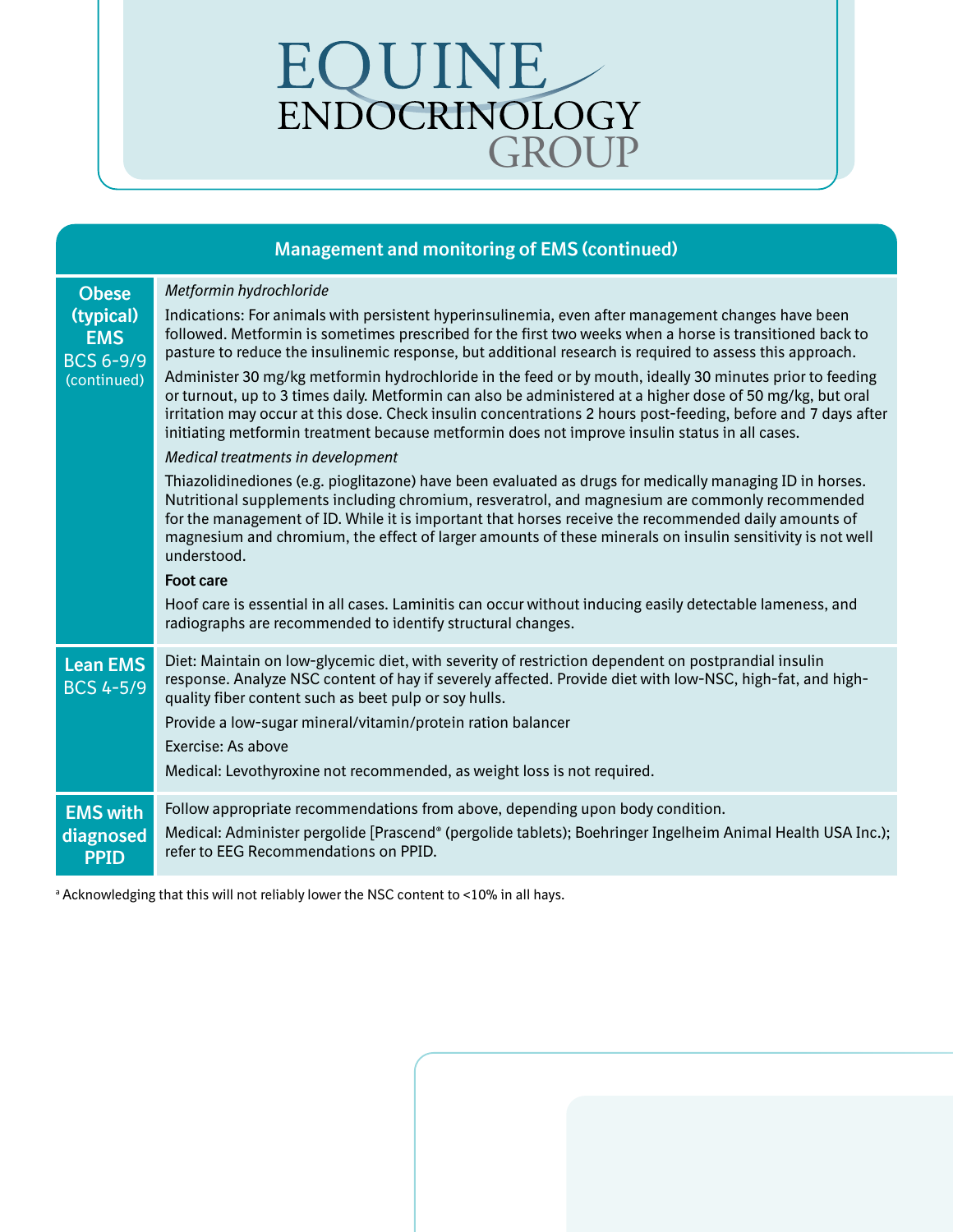# EQUINE ENDOCRINOLOGY GROUP

## Management and monitoring of EMS (continued)

| | |
|---|---|
| **Obese (typical) EMS** BCS 6-9/9 (continued) | *Metformin hydrochloride*<br><br>Indications: For animals with persistent hyperinsulinemia, even after management changes have been followed. Metformin is sometimes prescribed for the first two weeks when a horse is transitioned back to pasture to reduce the insulinemic response, but additional research is required to assess this approach.<br><br>Administer 30 mg/kg metformin hydrochloride in the feed or by mouth, ideally 30 minutes prior to feeding or turnout, up to 3 times daily. Metformin can also be administered at a higher dose of 50 mg/kg, but oral irritation may occur at this dose. Check insulin concentrations 2 hours post-feeding, before and 7 days after initiating metformin treatment because metformin does not improve insulin status in all cases.<br><br>*Medical treatments in development*<br><br>Thiazolidinediones (e.g. pioglitazone) have been evaluated as drugs for medically managing ID in horses. Nutritional supplements including chromium, resveratrol, and magnesium are commonly recommended for the management of ID. While it is important that horses receive the recommended daily amounts of magnesium and chromium, the effect of larger amounts of these minerals on insulin sensitivity is not well understood.<br><br>**Foot care**<br><br>Hoof care is essential in all cases. Laminitis can occur without inducing easily detectable lameness, and radiographs are recommended to identify structural changes. |
| **Lean EMS** BCS 4-5/9 | Diet: Maintain on low-glycemic diet, with severity of restriction dependent on postprandial insulin response. Analyze NSC content of hay if severely affected. Provide diet with low-NSC, high-fat, and high-quality fiber content such as beet pulp or soy hulls.<br><br>Provide a low-sugar mineral/vitamin/protein ration balancer<br><br>Exercise: As above<br><br>Medical: Levothyroxine not recommended, as weight loss is not required. |
| **EMS with diagnosed PPID** | Follow appropriate recommendations from above, depending upon body condition.<br><br>Medical: Administer pergolide [Prascend® (pergolide tablets); Boehringer Ingelheim Animal Health USA Inc.); refer to EEG Recommendations on PPID. |

[a] Acknowledging that this will not reliably lower the NSC content to <10% in all hays.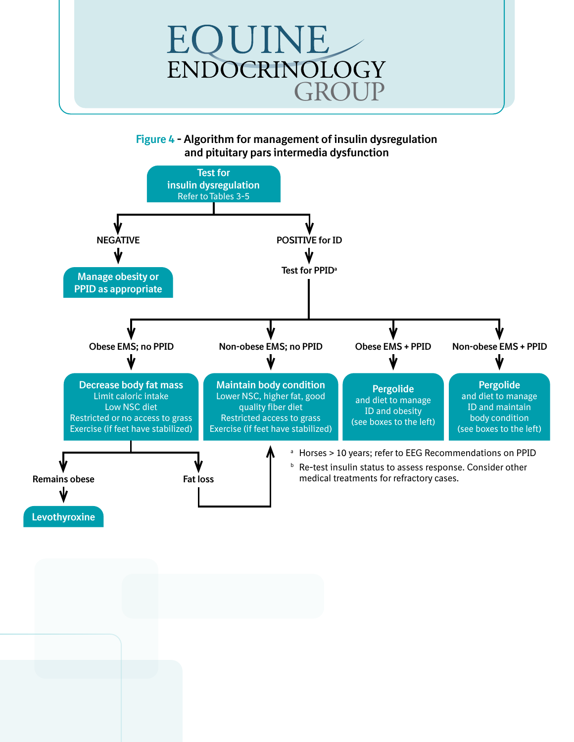# EQUINE ENDOCRINOLOGY GROUP

**Figure 4 - Algorithm for management of insulin dysregulation and pituitary pars intermedia dysfunction**

**Test for insulin dysregulation**
Refer to Tables 3-5

- **NEGATIVE**
  - **Manage obesity or PPID as appropriate**
- **POSITIVE for ID**
  - Test for PPID[a]
    - **Obese EMS; no PPID**
      - **Decrease body fat mass**
        - Limit caloric intake
        - Low NSC diet
        - Restricted or no access to grass
        - Exercise (if feet have stabilized)
      - **Remains obese** → **Levothyroxine**
      - **Fat loss** → Maintain body condition (see Non-obese EMS; no PPID)
    - **Non-obese EMS; no PPID**
      - **Maintain body condition**
        - Lower NSC, higher fat, good quality fiber diet
        - Restricted access to grass
        - Exercise (if feet have stabilized)
    - **Obese EMS + PPID**
      - **Pergolide** and diet to manage ID and obesity (see boxes to the left)
    - **Non-obese EMS + PPID**
      - **Pergolide** and diet to manage ID and maintain body condition (see boxes to the left)

[a] Horses > 10 years; refer to EEG Recommendations on PPID

[b] Re-test insulin status to assess response. Consider other medical treatments for refractory cases.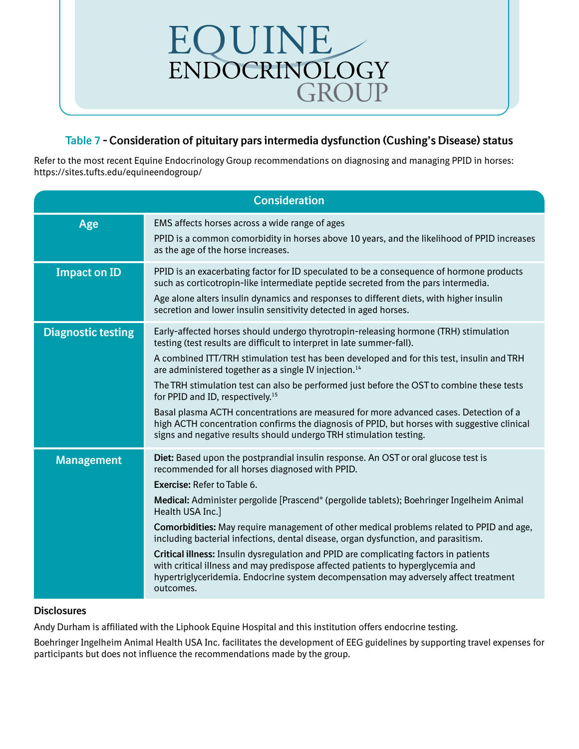## Table 7 - Consideration of pituitary pars intermedia dysfunction (Cushing's Disease) status

Refer to the most recent Equine Endocrinology Group recommendations on diagnosing and managing PPID in horses: https://sites.tufts.edu/equineendogroup/

| | Consideration |
|---|---|
| **Age** | EMS affects horses across a wide range of ages<br><br>PPID is a common comorbidity in horses above 10 years, and the likelihood of PPID increases as the age of the horse increases. |
| **Impact on ID** | PPID is an exacerbating factor for ID speculated to be a consequence of hormone products such as corticotropin-like intermediate peptide secreted from the pars intermedia.<br><br>Age alone alters insulin dynamics and responses to different diets, with higher insulin secretion and lower insulin sensitivity detected in aged horses. |
| **Diagnostic testing** | Early-affected horses should undergo thyrotropin-releasing hormone (TRH) stimulation testing (test results are difficult to interpret in late summer-fall).<br><br>A combined ITT/TRH stimulation test has been developed and for this test, insulin and TRH are administered together as a single IV injection.[14]<br><br>The TRH stimulation test can also be performed just before the OST to combine these tests for PPID and ID, respectively.[15]<br><br>Basal plasma ACTH concentrations are measured for more advanced cases. Detection of a high ACTH concentration confirms the diagnosis of PPID, but horses with suggestive clinical signs and negative results should undergo TRH stimulation testing. |
| **Management** | **Diet:** Based upon the postprandial insulin response. An OST or oral glucose test is recommended for all horses diagnosed with PPID.<br><br>**Exercise:** Refer to Table 6.<br><br>**Medical:** Administer pergolide [Prascend® (pergolide tablets); Boehringer Ingelheim Animal Health USA Inc.]<br><br>**Comorbidities:** May require management of other medical problems related to PPID and age, including bacterial infections, dental disease, organ dysfunction, and parasitism.<br><br>**Critical illness:** Insulin dysregulation and PPID are complicating factors in patients with critical illness and may predispose affected patients to hyperglycemia and hypertriglyceridemia. Endocrine system decompensation may adversely affect treatment outcomes. |

### Disclosures

Andy Durham is affiliated with the Liphook Equine Hospital and this institution offers endocrine testing.

Boehringer Ingelheim Animal Health USA Inc. facilitates the development of EEG guidelines by supporting travel expenses for participants but does not influence the recommendations made by the group.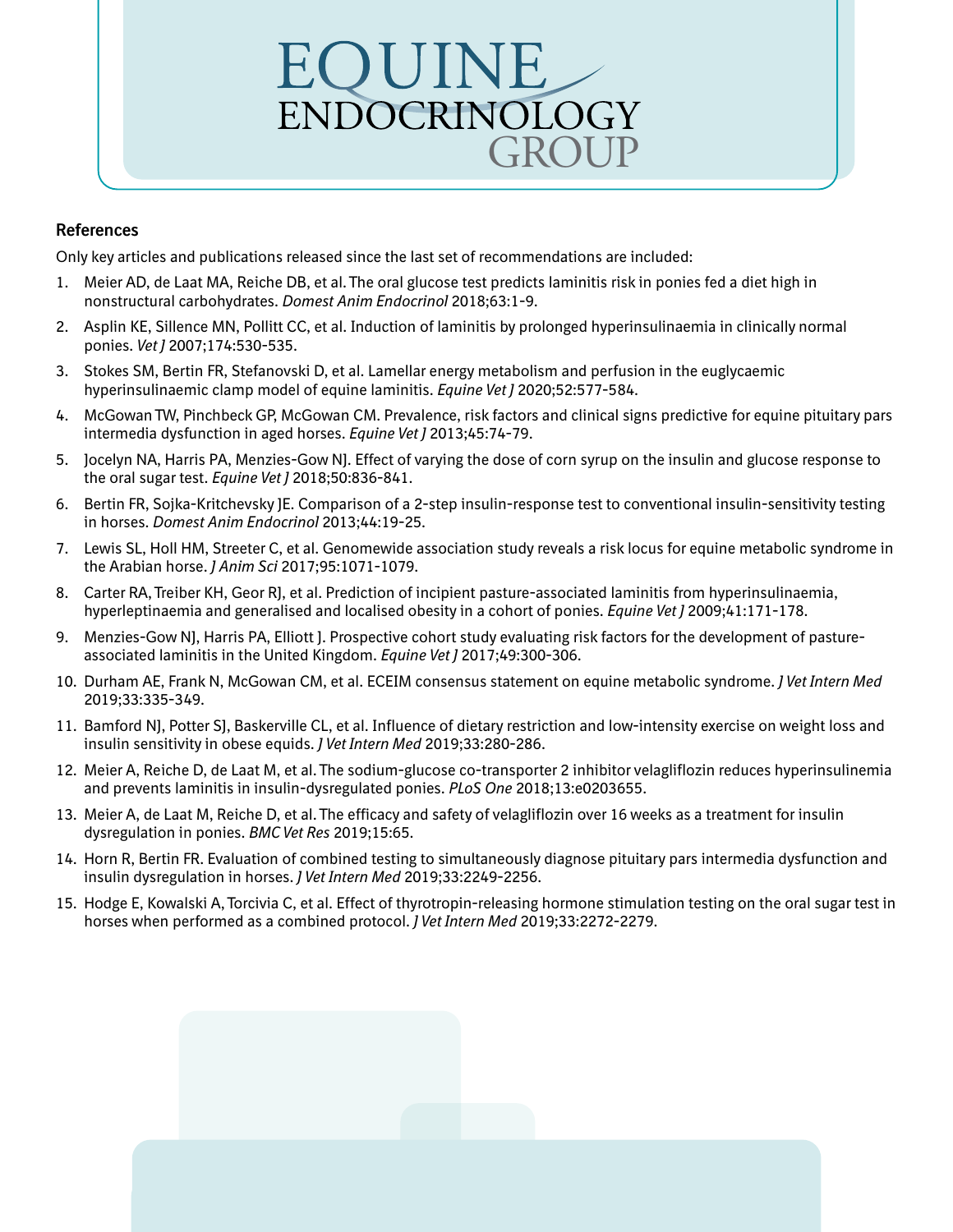## References

Only key articles and publications released since the last set of recommendations are included:

1. Meier AD, de Laat MA, Reiche DB, et al. The oral glucose test predicts laminitis risk in ponies fed a diet high in nonstructural carbohydrates. *Domest Anim Endocrinol* 2018;63:1-9.
2. Asplin KE, Sillence MN, Pollitt CC, et al. Induction of laminitis by prolonged hyperinsulinaemia in clinically normal ponies. *Vet J* 2007;174:530-535.
3. Stokes SM, Bertin FR, Stefanovski D, et al. Lamellar energy metabolism and perfusion in the euglycaemic hyperinsulinaemic clamp model of equine laminitis. *Equine Vet J* 2020;52:577-584.
4. McGowan TW, Pinchbeck GP, McGowan CM. Prevalence, risk factors and clinical signs predictive for equine pituitary pars intermedia dysfunction in aged horses. *Equine Vet J* 2013;45:74-79.
5. Jocelyn NA, Harris PA, Menzies-Gow NJ. Effect of varying the dose of corn syrup on the insulin and glucose response to the oral sugar test. *Equine Vet J* 2018;50:836-841.
6. Bertin FR, Sojka-Kritchevsky JE. Comparison of a 2-step insulin-response test to conventional insulin-sensitivity testing in horses. *Domest Anim Endocrinol* 2013;44:19-25.
7. Lewis SL, Holl HM, Streeter C, et al. Genomewide association study reveals a risk locus for equine metabolic syndrome in the Arabian horse. *J Anim Sci* 2017;95:1071-1079.
8. Carter RA, Treiber KH, Geor RJ, et al. Prediction of incipient pasture-associated laminitis from hyperinsulinaemia, hyperleptinaemia and generalised and localised obesity in a cohort of ponies. *Equine Vet J* 2009;41:171-178.
9. Menzies-Gow NJ, Harris PA, Elliott J. Prospective cohort study evaluating risk factors for the development of pasture-associated laminitis in the United Kingdom. *Equine Vet J* 2017;49:300-306.
10. Durham AE, Frank N, McGowan CM, et al. ECEIM consensus statement on equine metabolic syndrome. *J Vet Intern Med* 2019;33:335-349.
11. Bamford NJ, Potter SJ, Baskerville CL, et al. Influence of dietary restriction and low-intensity exercise on weight loss and insulin sensitivity in obese equids. *J Vet Intern Med* 2019;33:280-286.
12. Meier A, Reiche D, de Laat M, et al. The sodium-glucose co-transporter 2 inhibitor velagliflozin reduces hyperinsulinemia and prevents laminitis in insulin-dysregulated ponies. *PLoS One* 2018;13:e0203655.
13. Meier A, de Laat M, Reiche D, et al. The efficacy and safety of velagliflozin over 16 weeks as a treatment for insulin dysregulation in ponies. *BMC Vet Res* 2019;15:65.
14. Horn R, Bertin FR. Evaluation of combined testing to simultaneously diagnose pituitary pars intermedia dysfunction and insulin dysregulation in horses. *J Vet Intern Med* 2019;33:2249-2256.
15. Hodge E, Kowalski A, Torcivia C, et al. Effect of thyrotropin-releasing hormone stimulation testing on the oral sugar test in horses when performed as a combined protocol. *J Vet Intern Med* 2019;33:2272-2279.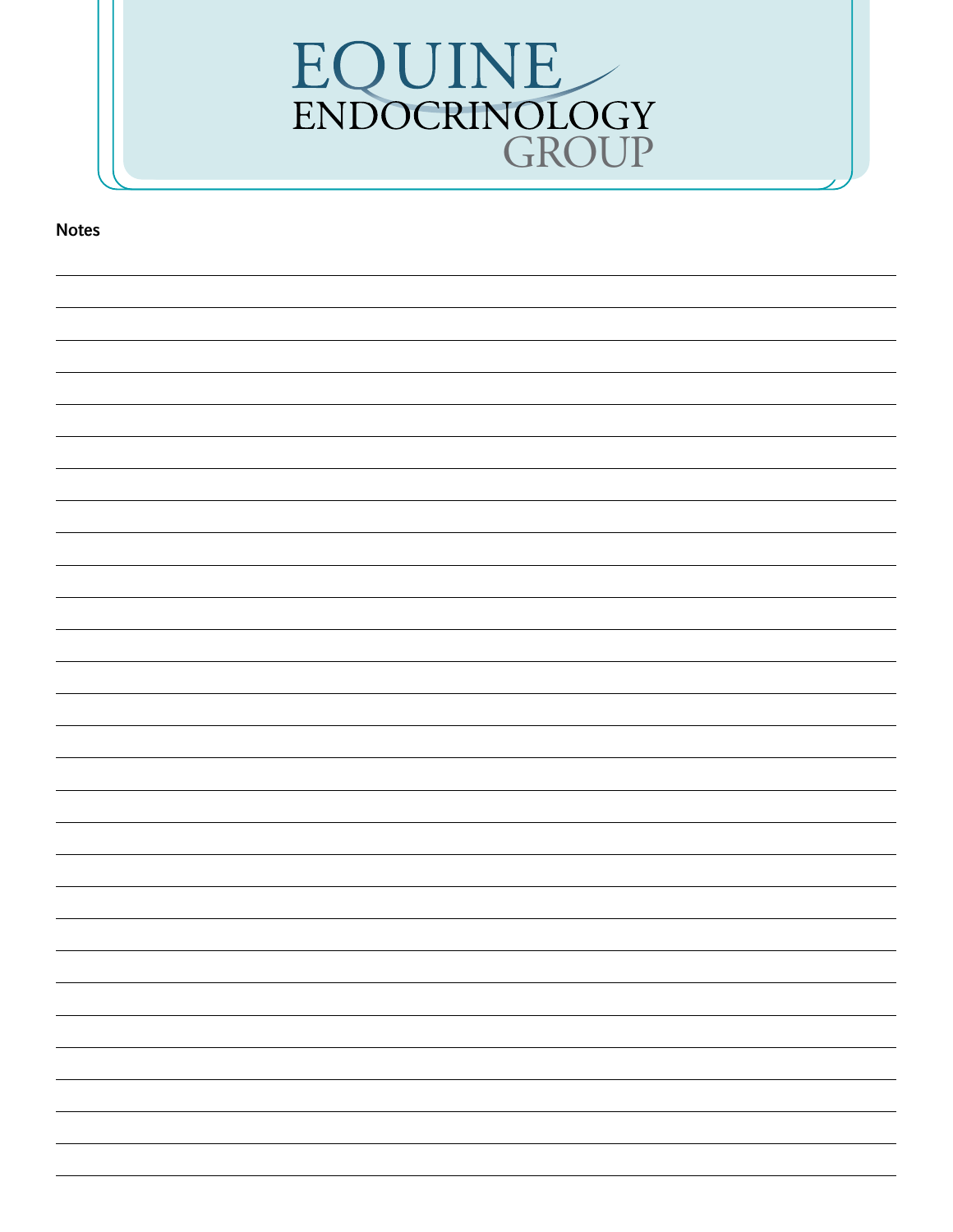EQUINE ENDOCRINOLOGY GROUP

**Notes**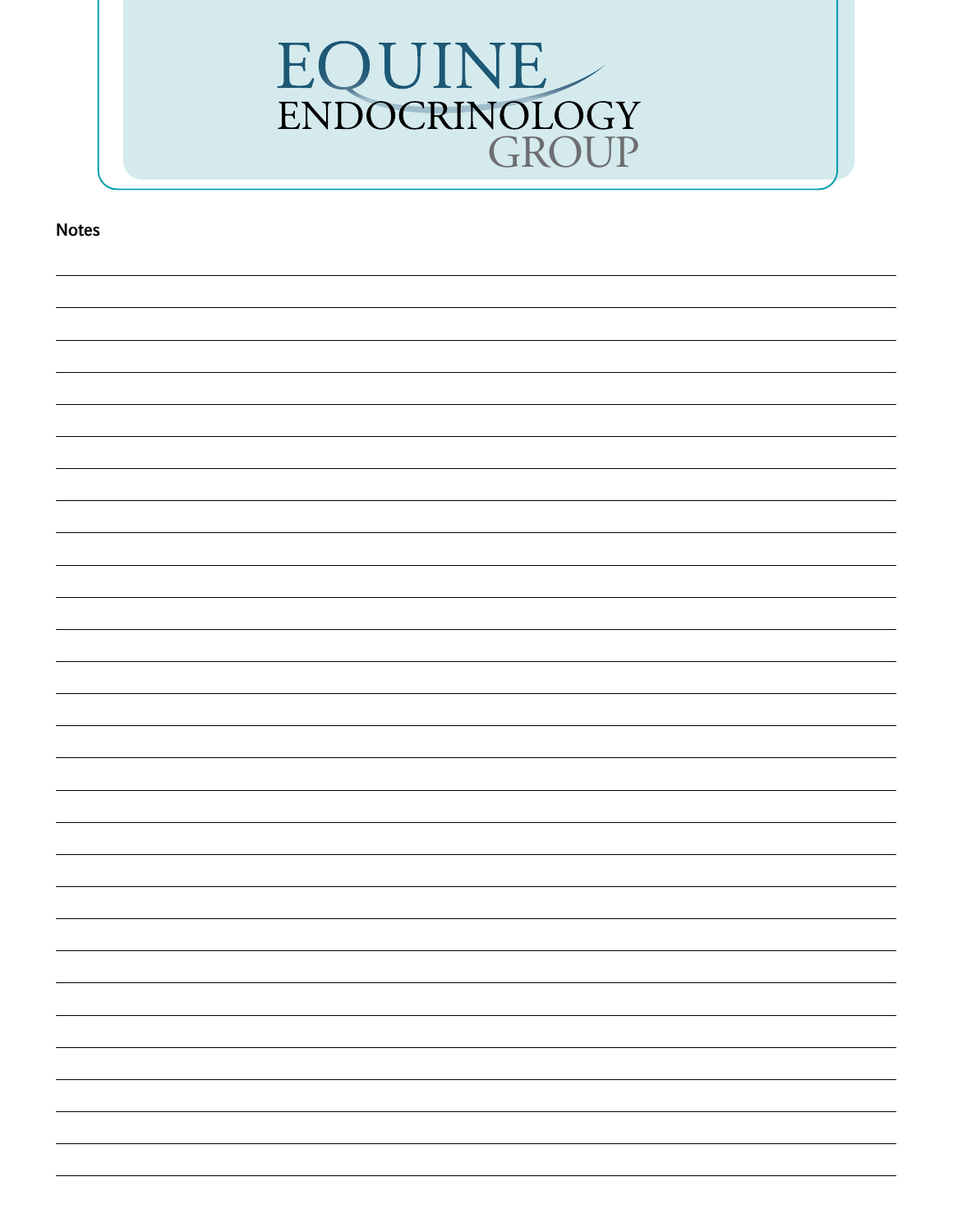EQUINE ENDOCRINOLOGY GROUP

**Notes**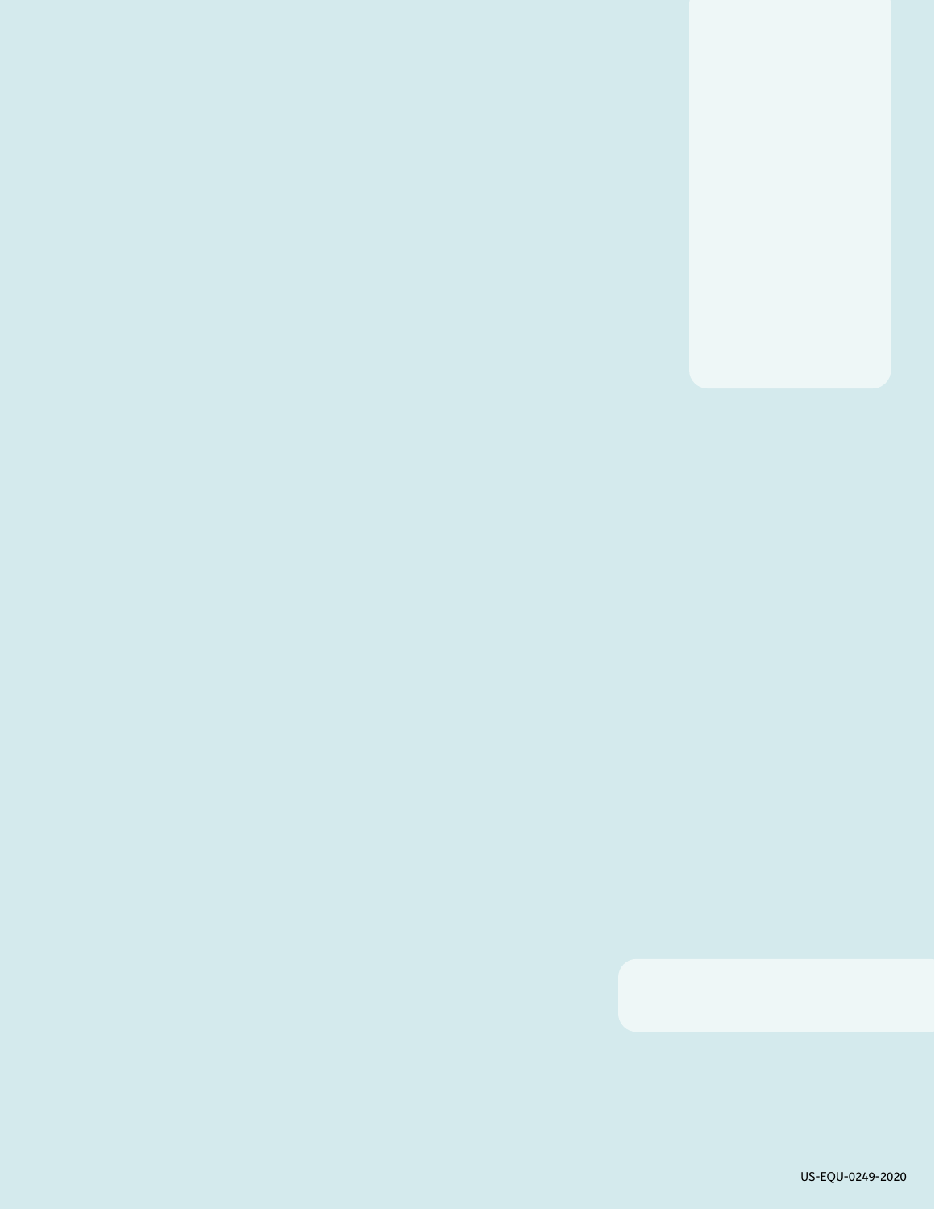US-EQU-0249-2020